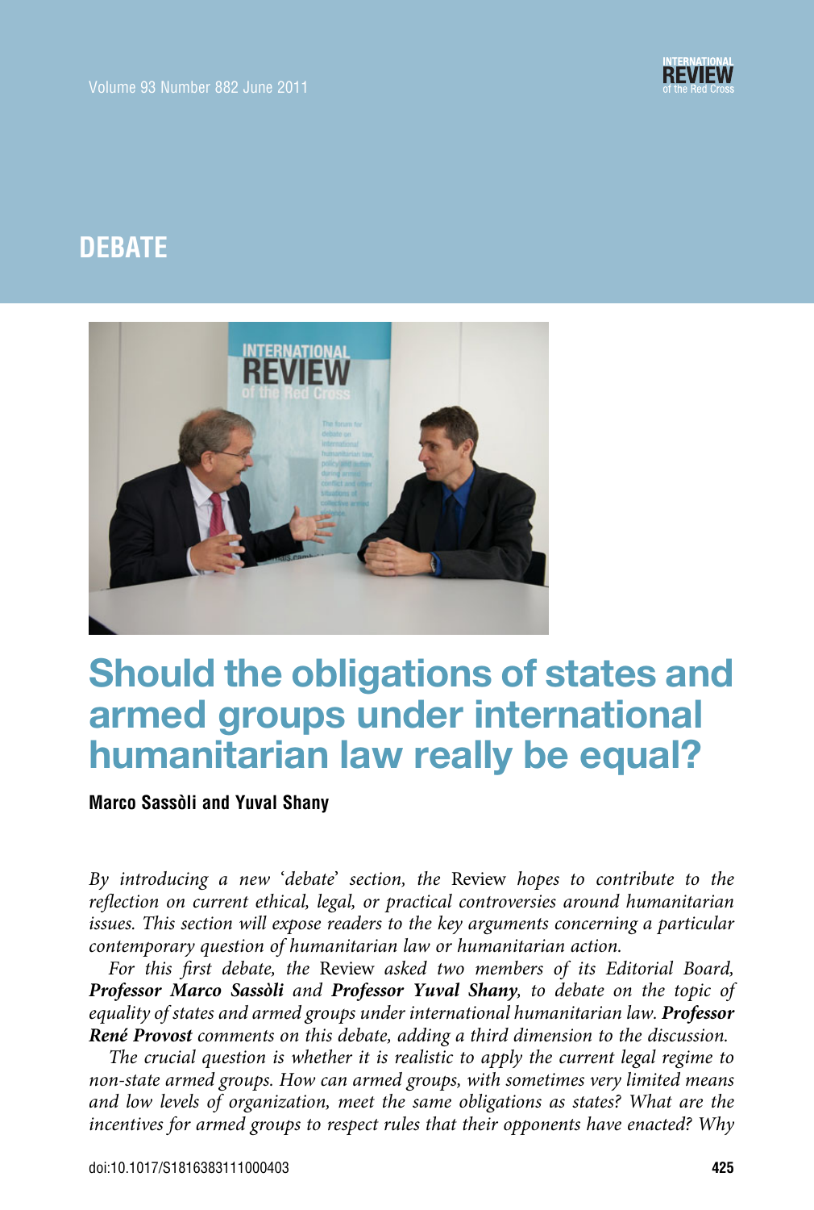# DEBATE

# Should the obligations of states and armed groups under international humanitarian law really be equal?

**Marco Sassòli and Yuval Shany**

*By introducing a new 'debate' section, the* Review *hopes to contribute to the reflection on current ethical, legal, or practical controversies around humanitarian issues. This section will expose readers to the key arguments concerning a particular contemporary question of humanitarian law or humanitarian action.*

*For this first debate, the* Review *asked two members of its Editorial Board,* ***Professor Marco Sassòli*** *and* ***Professor Yuval Shany****, to debate on the topic of equality of states and armed groups under international humanitarian law.* ***Professor René Provost*** *comments on this debate, adding a third dimension to the discussion.*

*The crucial question is whether it is realistic to apply the current legal regime to non-state armed groups. How can armed groups, with sometimes very limited means and low levels of organization, meet the same obligations as states? What are the incentives for armed groups to respect rules that their opponents have enacted? Why*

doi:10.1017/S1816383111000403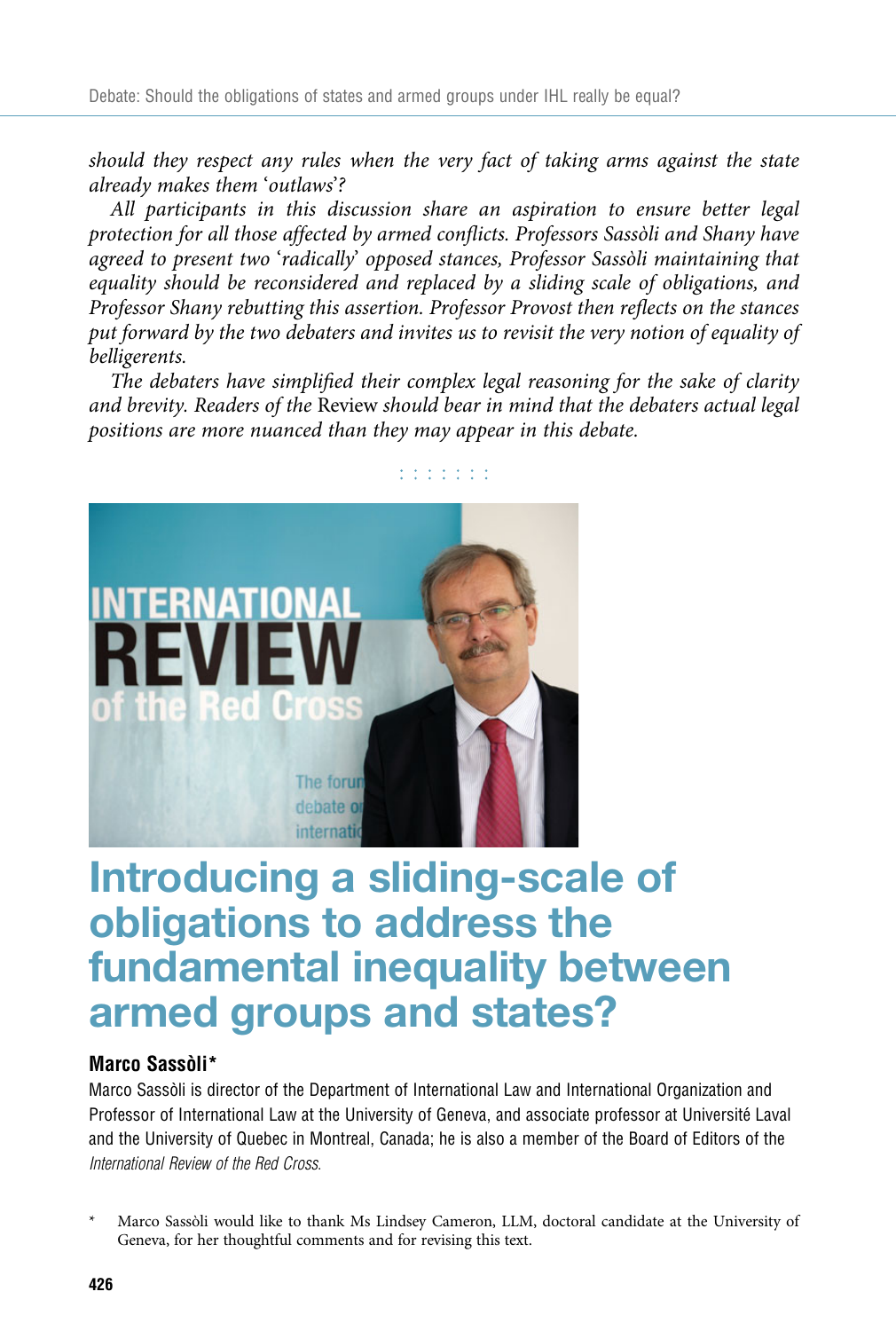*should they respect any rules when the very fact of taking arms against the state already makes them 'outlaws'?*

*All participants in this discussion share an aspiration to ensure better legal protection for all those affected by armed conflicts. Professors Sassòli and Shany have agreed to present two 'radically' opposed stances, Professor Sassòli maintaining that equality should be reconsidered and replaced by a sliding scale of obligations, and Professor Shany rebutting this assertion. Professor Provost then reflects on the stances put forward by the two debaters and invites us to revisit the very notion of equality of belligerents.*

*The debaters have simplified their complex legal reasoning for the sake of clarity and brevity. Readers of the* Review *should bear in mind that the debaters actual legal positions are more nuanced than they may appear in this debate.*

: : : : : : :

# Introducing a sliding-scale of obligations to address the fundamental inequality between armed groups and states?

**Marco Sassòli\***

Marco Sassòli is director of the Department of International Law and International Organization and Professor of International Law at the University of Geneva, and associate professor at Université Laval and the University of Quebec in Montreal, Canada; he is also a member of the Board of Editors of the *International Review of the Red Cross.*

\* Marco Sassòli would like to thank Ms Lindsey Cameron, LLM, doctoral candidate at the University of Geneva, for her thoughtful comments and for revising this text.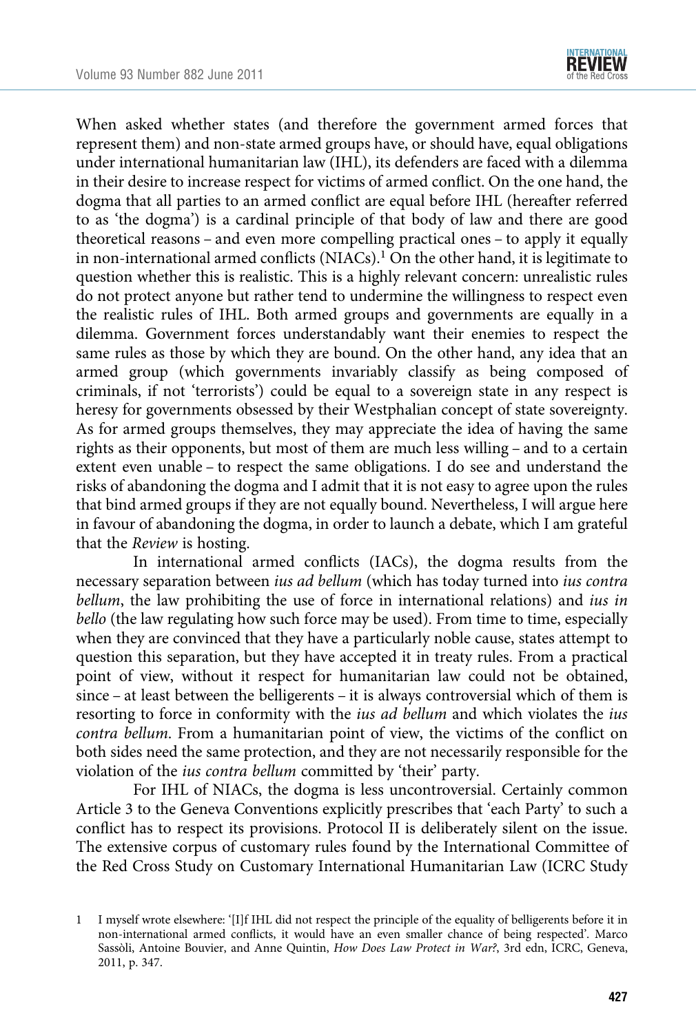When asked whether states (and therefore the government armed forces that represent them) and non-state armed groups have, or should have, equal obligations under international humanitarian law (IHL), its defenders are faced with a dilemma in their desire to increase respect for victims of armed conflict. On the one hand, the dogma that all parties to an armed conflict are equal before IHL (hereafter referred to as 'the dogma') is a cardinal principle of that body of law and there are good theoretical reasons – and even more compelling practical ones – to apply it equally in non-international armed conflicts (NIACs).[1] On the other hand, it is legitimate to question whether this is realistic. This is a highly relevant concern: unrealistic rules do not protect anyone but rather tend to undermine the willingness to respect even the realistic rules of IHL. Both armed groups and governments are equally in a dilemma. Government forces understandably want their enemies to respect the same rules as those by which they are bound. On the other hand, any idea that an armed group (which governments invariably classify as being composed of criminals, if not 'terrorists') could be equal to a sovereign state in any respect is heresy for governments obsessed by their Westphalian concept of state sovereignty. As for armed groups themselves, they may appreciate the idea of having the same rights as their opponents, but most of them are much less willing – and to a certain extent even unable – to respect the same obligations. I do see and understand the risks of abandoning the dogma and I admit that it is not easy to agree upon the rules that bind armed groups if they are not equally bound. Nevertheless, I will argue here in favour of abandoning the dogma, in order to launch a debate, which I am grateful that the *Review* is hosting.

In international armed conflicts (IACs), the dogma results from the necessary separation between *ius ad bellum* (which has today turned into *ius contra bellum*, the law prohibiting the use of force in international relations) and *ius in bello* (the law regulating how such force may be used). From time to time, especially when they are convinced that they have a particularly noble cause, states attempt to question this separation, but they have accepted it in treaty rules. From a practical point of view, without it respect for humanitarian law could not be obtained, since – at least between the belligerents – it is always controversial which of them is resorting to force in conformity with the *ius ad bellum* and which violates the *ius contra bellum*. From a humanitarian point of view, the victims of the conflict on both sides need the same protection, and they are not necessarily responsible for the violation of the *ius contra bellum* committed by 'their' party.

For IHL of NIACs, the dogma is less uncontroversial. Certainly common Article 3 to the Geneva Conventions explicitly prescribes that 'each Party' to such a conflict has to respect its provisions. Protocol II is deliberately silent on the issue. The extensive corpus of customary rules found by the International Committee of the Red Cross Study on Customary International Humanitarian Law (ICRC Study

1 I myself wrote elsewhere: '[I]f IHL did not respect the principle of the equality of belligerents before it in non-international armed conflicts, it would have an even smaller chance of being respected'. Marco Sassòli, Antoine Bouvier, and Anne Quintin, *How Does Law Protect in War?*, 3rd edn, ICRC, Geneva, 2011, p. 347.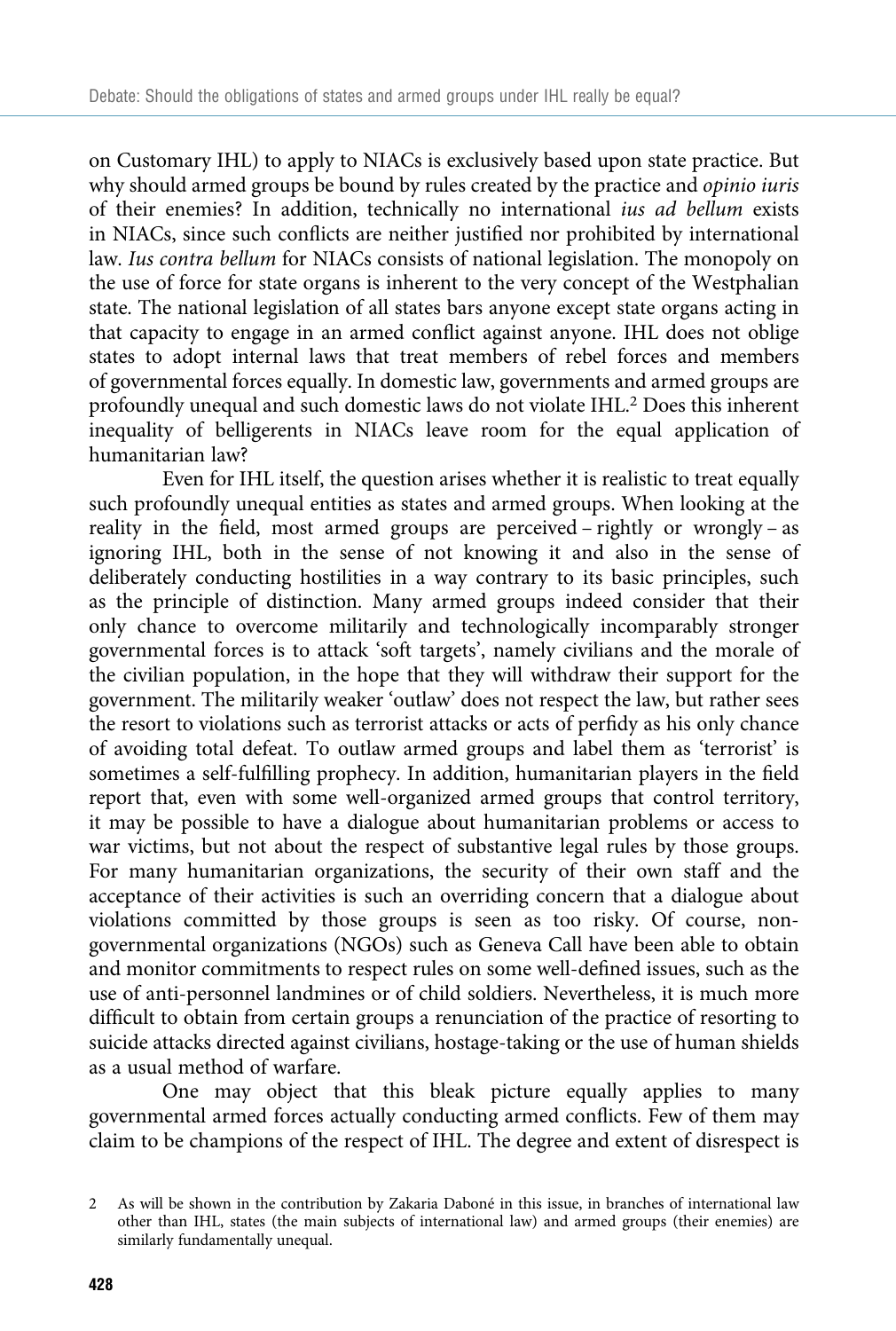on Customary IHL) to apply to NIACs is exclusively based upon state practice. But why should armed groups be bound by rules created by the practice and *opinio iuris* of their enemies? In addition, technically no international *ius ad bellum* exists in NIACs, since such conflicts are neither justified nor prohibited by international law. *Ius contra bellum* for NIACs consists of national legislation. The monopoly on the use of force for state organs is inherent to the very concept of the Westphalian state. The national legislation of all states bars anyone except state organs acting in that capacity to engage in an armed conflict against anyone. IHL does not oblige states to adopt internal laws that treat members of rebel forces and members of governmental forces equally. In domestic law, governments and armed groups are profoundly unequal and such domestic laws do not violate IHL.[2] Does this inherent inequality of belligerents in NIACs leave room for the equal application of humanitarian law?

Even for IHL itself, the question arises whether it is realistic to treat equally such profoundly unequal entities as states and armed groups. When looking at the reality in the field, most armed groups are perceived – rightly or wrongly – as ignoring IHL, both in the sense of not knowing it and also in the sense of deliberately conducting hostilities in a way contrary to its basic principles, such as the principle of distinction. Many armed groups indeed consider that their only chance to overcome militarily and technologically incomparably stronger governmental forces is to attack 'soft targets', namely civilians and the morale of the civilian population, in the hope that they will withdraw their support for the government. The militarily weaker 'outlaw' does not respect the law, but rather sees the resort to violations such as terrorist attacks or acts of perfidy as his only chance of avoiding total defeat. To outlaw armed groups and label them as 'terrorist' is sometimes a self-fulfilling prophecy. In addition, humanitarian players in the field report that, even with some well-organized armed groups that control territory, it may be possible to have a dialogue about humanitarian problems or access to war victims, but not about the respect of substantive legal rules by those groups. For many humanitarian organizations, the security of their own staff and the acceptance of their activities is such an overriding concern that a dialogue about violations committed by those groups is seen as too risky. Of course, non-governmental organizations (NGOs) such as Geneva Call have been able to obtain and monitor commitments to respect rules on some well-defined issues, such as the use of anti-personnel landmines or of child soldiers. Nevertheless, it is much more difficult to obtain from certain groups a renunciation of the practice of resorting to suicide attacks directed against civilians, hostage-taking or the use of human shields as a usual method of warfare.

One may object that this bleak picture equally applies to many governmental armed forces actually conducting armed conflicts. Few of them may claim to be champions of the respect of IHL. The degree and extent of disrespect is

2 As will be shown in the contribution by Zakaria Daboné in this issue, in branches of international law other than IHL, states (the main subjects of international law) and armed groups (their enemies) are similarly fundamentally unequal.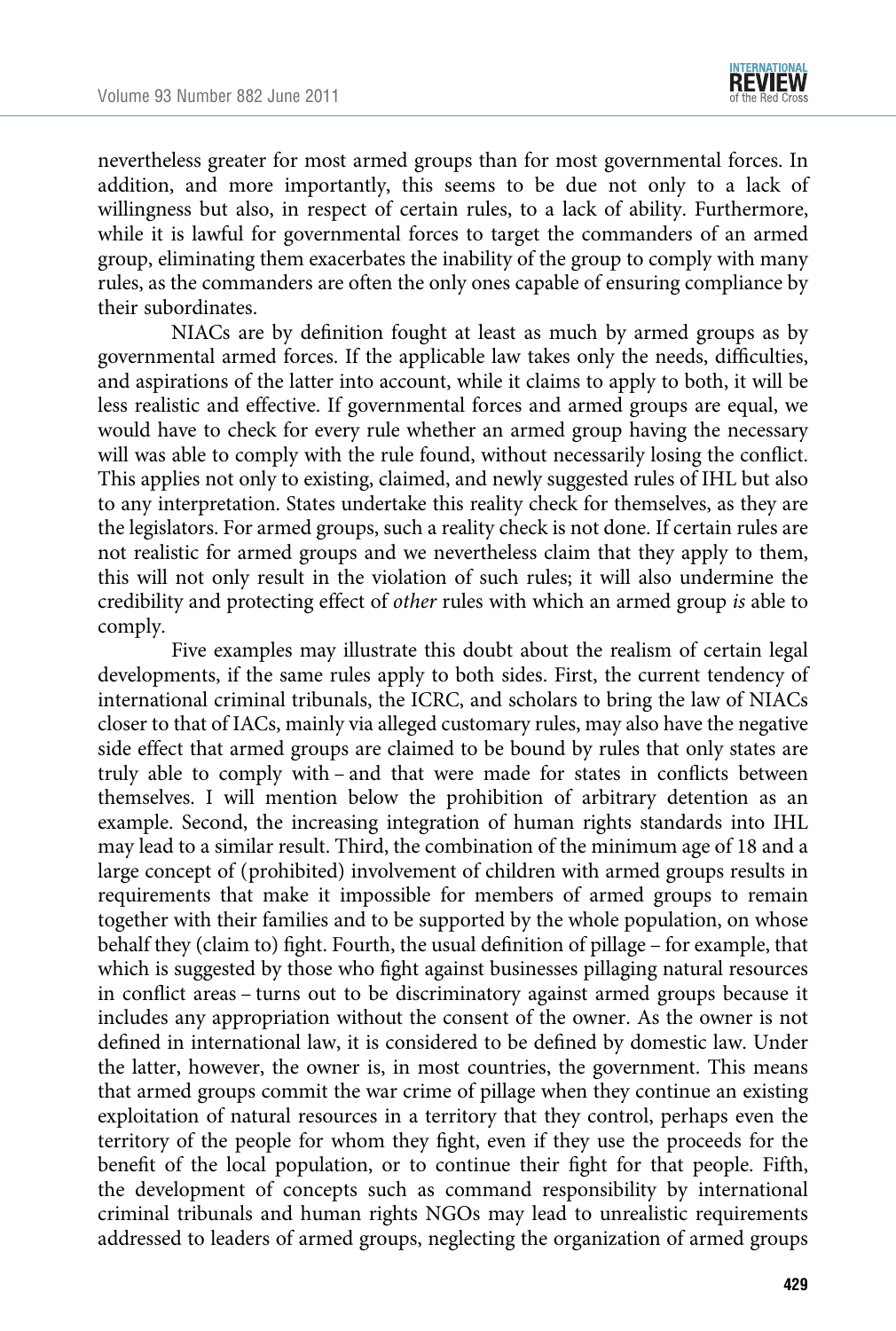nevertheless greater for most armed groups than for most governmental forces. In addition, and more importantly, this seems to be due not only to a lack of willingness but also, in respect of certain rules, to a lack of ability. Furthermore, while it is lawful for governmental forces to target the commanders of an armed group, eliminating them exacerbates the inability of the group to comply with many rules, as the commanders are often the only ones capable of ensuring compliance by their subordinates.

NIACs are by definition fought at least as much by armed groups as by governmental armed forces. If the applicable law takes only the needs, difficulties, and aspirations of the latter into account, while it claims to apply to both, it will be less realistic and effective. If governmental forces and armed groups are equal, we would have to check for every rule whether an armed group having the necessary will was able to comply with the rule found, without necessarily losing the conflict. This applies not only to existing, claimed, and newly suggested rules of IHL but also to any interpretation. States undertake this reality check for themselves, as they are the legislators. For armed groups, such a reality check is not done. If certain rules are not realistic for armed groups and we nevertheless claim that they apply to them, this will not only result in the violation of such rules; it will also undermine the credibility and protecting effect of *other* rules with which an armed group *is* able to comply.

Five examples may illustrate this doubt about the realism of certain legal developments, if the same rules apply to both sides. First, the current tendency of international criminal tribunals, the ICRC, and scholars to bring the law of NIACs closer to that of IACs, mainly via alleged customary rules, may also have the negative side effect that armed groups are claimed to be bound by rules that only states are truly able to comply with – and that were made for states in conflicts between themselves. I will mention below the prohibition of arbitrary detention as an example. Second, the increasing integration of human rights standards into IHL may lead to a similar result. Third, the combination of the minimum age of 18 and a large concept of (prohibited) involvement of children with armed groups results in requirements that make it impossible for members of armed groups to remain together with their families and to be supported by the whole population, on whose behalf they (claim to) fight. Fourth, the usual definition of pillage – for example, that which is suggested by those who fight against businesses pillaging natural resources in conflict areas – turns out to be discriminatory against armed groups because it includes any appropriation without the consent of the owner. As the owner is not defined in international law, it is considered to be defined by domestic law. Under the latter, however, the owner is, in most countries, the government. This means that armed groups commit the war crime of pillage when they continue an existing exploitation of natural resources in a territory that they control, perhaps even the territory of the people for whom they fight, even if they use the proceeds for the benefit of the local population, or to continue their fight for that people. Fifth, the development of concepts such as command responsibility by international criminal tribunals and human rights NGOs may lead to unrealistic requirements addressed to leaders of armed groups, neglecting the organization of armed groups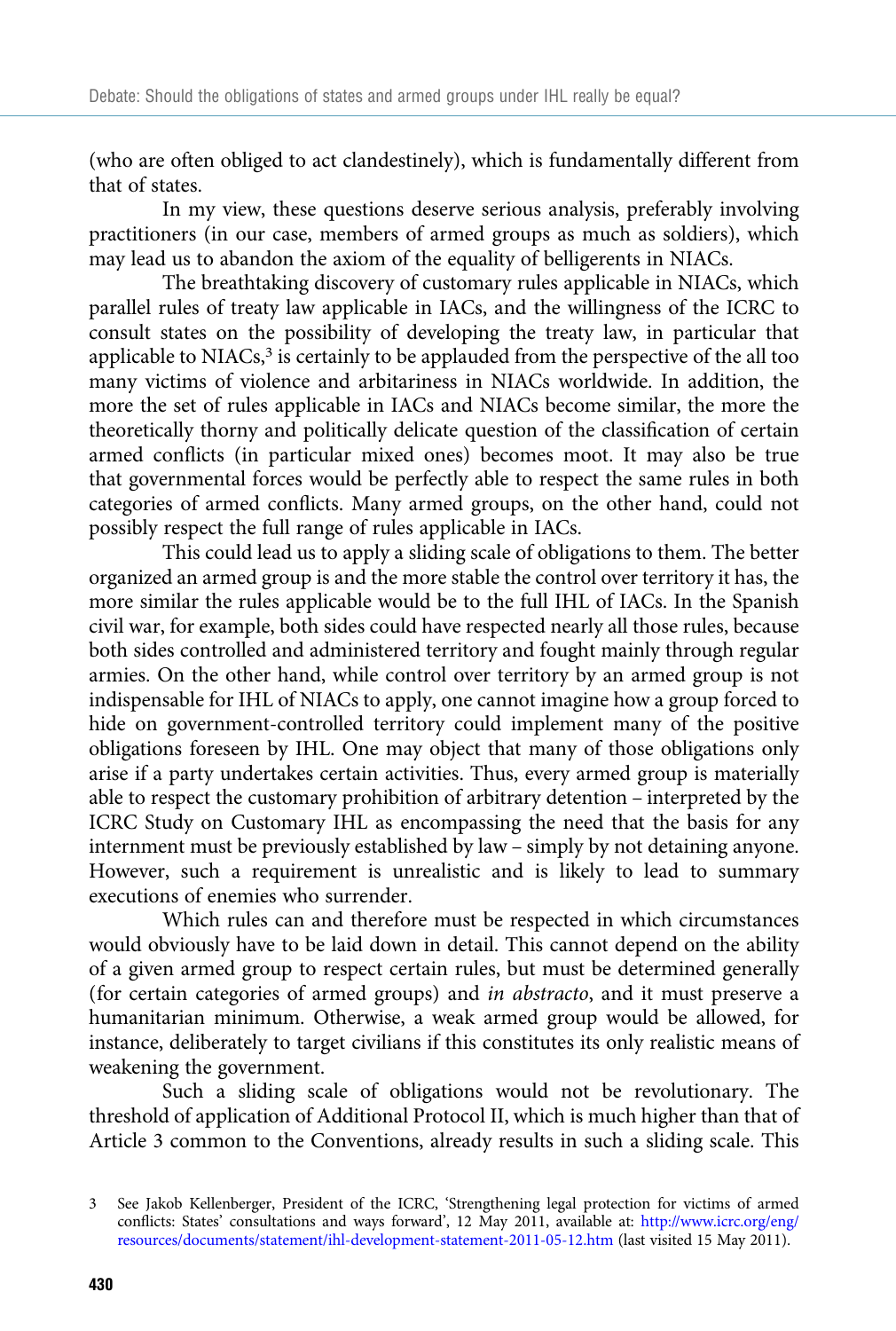(who are often obliged to act clandestinely), which is fundamentally different from that of states.

In my view, these questions deserve serious analysis, preferably involving practitioners (in our case, members of armed groups as much as soldiers), which may lead us to abandon the axiom of the equality of belligerents in NIACs.

The breathtaking discovery of customary rules applicable in NIACs, which parallel rules of treaty law applicable in IACs, and the willingness of the ICRC to consult states on the possibility of developing the treaty law, in particular that applicable to NIACs,[3] is certainly to be applauded from the perspective of the all too many victims of violence and arbitrariness in NIACs worldwide. In addition, the more the set of rules applicable in IACs and NIACs become similar, the more the theoretically thorny and politically delicate question of the classification of certain armed conflicts (in particular mixed ones) becomes moot. It may also be true that governmental forces would be perfectly able to respect the same rules in both categories of armed conflicts. Many armed groups, on the other hand, could not possibly respect the full range of rules applicable in IACs.

This could lead us to apply a sliding scale of obligations to them. The better organized an armed group is and the more stable the control over territory it has, the more similar the rules applicable would be to the full IHL of IACs. In the Spanish civil war, for example, both sides could have respected nearly all those rules, because both sides controlled and administered territory and fought mainly through regular armies. On the other hand, while control over territory by an armed group is not indispensable for IHL of NIACs to apply, one cannot imagine how a group forced to hide on government-controlled territory could implement many of the positive obligations foreseen by IHL. One may object that many of those obligations only arise if a party undertakes certain activities. Thus, every armed group is materially able to respect the customary prohibition of arbitrary detention – interpreted by the ICRC Study on Customary IHL as encompassing the need that the basis for any internment must be previously established by law – simply by not detaining anyone. However, such a requirement is unrealistic and is likely to lead to summary executions of enemies who surrender.

Which rules can and therefore must be respected in which circumstances would obviously have to be laid down in detail. This cannot depend on the ability of a given armed group to respect certain rules, but must be determined generally (for certain categories of armed groups) and *in abstracto*, and it must preserve a humanitarian minimum. Otherwise, a weak armed group would be allowed, for instance, deliberately to target civilians if this constitutes its only realistic means of weakening the government.

Such a sliding scale of obligations would not be revolutionary. The threshold of application of Additional Protocol II, which is much higher than that of Article 3 common to the Conventions, already results in such a sliding scale. This

---

3 See Jakob Kellenberger, President of the ICRC, 'Strengthening legal protection for victims of armed conflicts: States' consultations and ways forward', 12 May 2011, available at: http://www.icrc.org/eng/resources/documents/statement/ihl-development-statement-2011-05-12.htm (last visited 15 May 2011).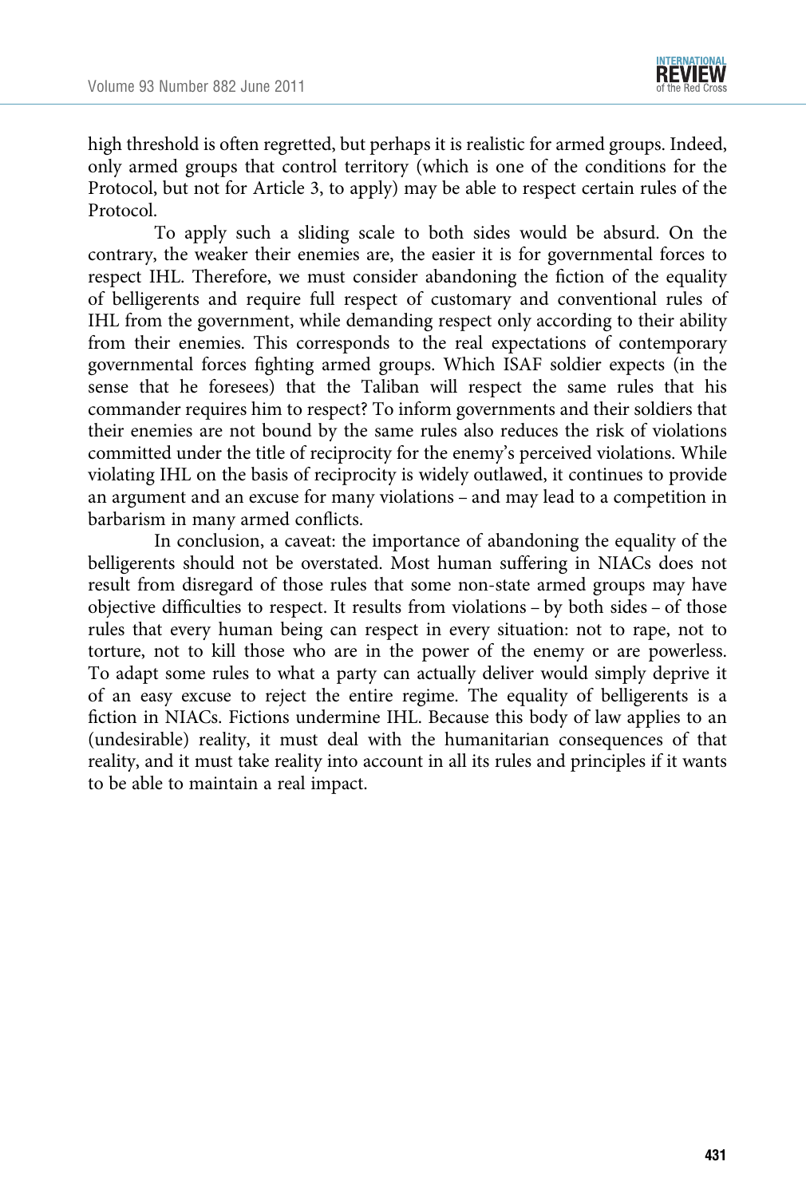high threshold is often regretted, but perhaps it is realistic for armed groups. Indeed, only armed groups that control territory (which is one of the conditions for the Protocol, but not for Article 3, to apply) may be able to respect certain rules of the Protocol.

To apply such a sliding scale to both sides would be absurd. On the contrary, the weaker their enemies are, the easier it is for governmental forces to respect IHL. Therefore, we must consider abandoning the fiction of the equality of belligerents and require full respect of customary and conventional rules of IHL from the government, while demanding respect only according to their ability from their enemies. This corresponds to the real expectations of contemporary governmental forces fighting armed groups. Which ISAF soldier expects (in the sense that he foresees) that the Taliban will respect the same rules that his commander requires him to respect? To inform governments and their soldiers that their enemies are not bound by the same rules also reduces the risk of violations committed under the title of reciprocity for the enemy's perceived violations. While violating IHL on the basis of reciprocity is widely outlawed, it continues to provide an argument and an excuse for many violations – and may lead to a competition in barbarism in many armed conflicts.

In conclusion, a caveat: the importance of abandoning the equality of the belligerents should not be overstated. Most human suffering in NIACs does not result from disregard of those rules that some non-state armed groups may have objective difficulties to respect. It results from violations – by both sides – of those rules that every human being can respect in every situation: not to rape, not to torture, not to kill those who are in the power of the enemy or are powerless. To adapt some rules to what a party can actually deliver would simply deprive it of an easy excuse to reject the entire regime. The equality of belligerents is a fiction in NIACs. Fictions undermine IHL. Because this body of law applies to an (undesirable) reality, it must deal with the humanitarian consequences of that reality, and it must take reality into account in all its rules and principles if it wants to be able to maintain a real impact.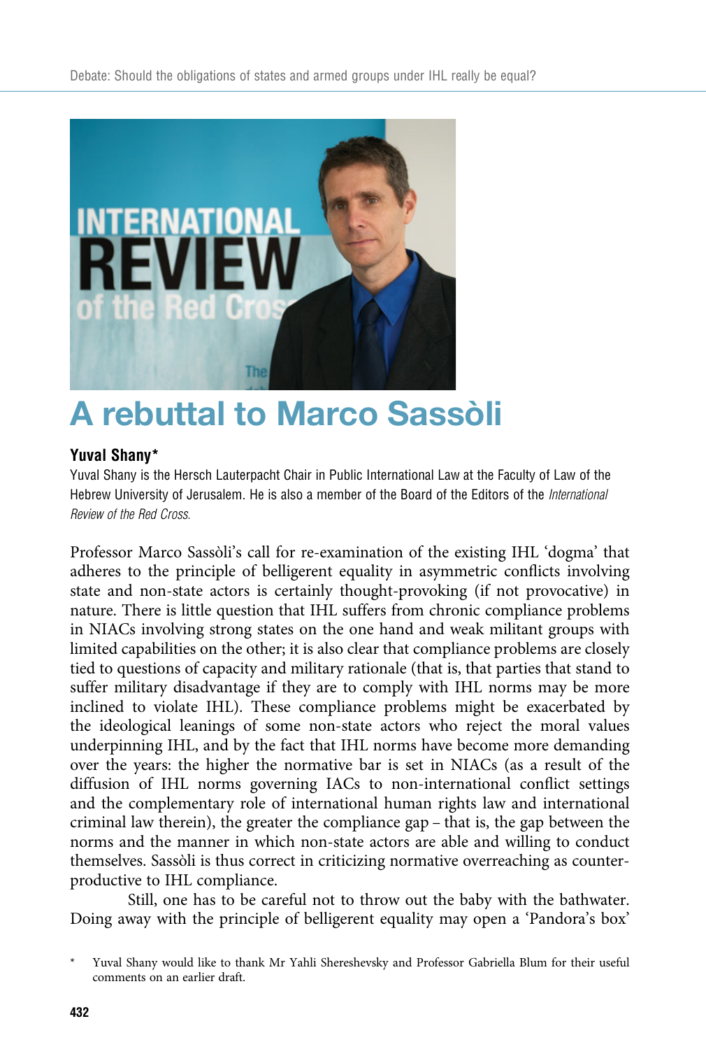# A rebuttal to Marco Sassòli

**Yuval Shany***

Yuval Shany is the Hersch Lauterpacht Chair in Public International Law at the Faculty of Law of the Hebrew University of Jerusalem. He is also a member of the Board of the Editors of the *International Review of the Red Cross.*

Professor Marco Sassòli's call for re-examination of the existing IHL 'dogma' that adheres to the principle of belligerent equality in asymmetric conflicts involving state and non-state actors is certainly thought-provoking (if not provocative) in nature. There is little question that IHL suffers from chronic compliance problems in NIACs involving strong states on the one hand and weak militant groups with limited capabilities on the other; it is also clear that compliance problems are closely tied to questions of capacity and military rationale (that is, that parties that stand to suffer military disadvantage if they are to comply with IHL norms may be more inclined to violate IHL). These compliance problems might be exacerbated by the ideological leanings of some non-state actors who reject the moral values underpinning IHL, and by the fact that IHL norms have become more demanding over the years: the higher the normative bar is set in NIACs (as a result of the diffusion of IHL norms governing IACs to non-international conflict settings and the complementary role of international human rights law and international criminal law therein), the greater the compliance gap – that is, the gap between the norms and the manner in which non-state actors are able and willing to conduct themselves. Sassòli is thus correct in criticizing normative overreaching as counter-productive to IHL compliance.

Still, one has to be careful not to throw out the baby with the bathwater. Doing away with the principle of belligerent equality may open a 'Pandora's box'

\* Yuval Shany would like to thank Mr Yahli Shereshevsky and Professor Gabriella Blum for their useful comments on an earlier draft.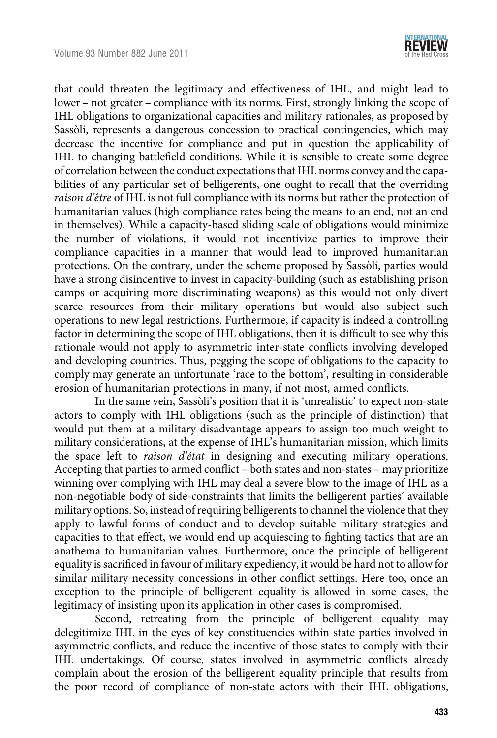that could threaten the legitimacy and effectiveness of IHL, and might lead to lower – not greater – compliance with its norms. First, strongly linking the scope of IHL obligations to organizational capacities and military rationales, as proposed by Sassòli, represents a dangerous concession to practical contingencies, which may decrease the incentive for compliance and put in question the applicability of IHL to changing battlefield conditions. While it is sensible to create some degree of correlation between the conduct expectations that IHL norms convey and the capabilities of any particular set of belligerents, one ought to recall that the overriding *raison d'être* of IHL is not full compliance with its norms but rather the protection of humanitarian values (high compliance rates being the means to an end, not an end in themselves). While a capacity-based sliding scale of obligations would minimize the number of violations, it would not incentivize parties to improve their compliance capacities in a manner that would lead to improved humanitarian protections. On the contrary, under the scheme proposed by Sassòli, parties would have a strong disincentive to invest in capacity-building (such as establishing prison camps or acquiring more discriminating weapons) as this would not only divert scarce resources from their military operations but would also subject such operations to new legal restrictions. Furthermore, if capacity is indeed a controlling factor in determining the scope of IHL obligations, then it is difficult to see why this rationale would not apply to asymmetric inter-state conflicts involving developed and developing countries. Thus, pegging the scope of obligations to the capacity to comply may generate an unfortunate 'race to the bottom', resulting in considerable erosion of humanitarian protections in many, if not most, armed conflicts.

In the same vein, Sassòli's position that it is 'unrealistic' to expect non-state actors to comply with IHL obligations (such as the principle of distinction) that would put them at a military disadvantage appears to assign too much weight to military considerations, at the expense of IHL's humanitarian mission, which limits the space left to *raison d'état* in designing and executing military operations. Accepting that parties to armed conflict – both states and non-states – may prioritize winning over complying with IHL may deal a severe blow to the image of IHL as a non-negotiable body of side-constraints that limits the belligerent parties' available military options. So, instead of requiring belligerents to channel the violence that they apply to lawful forms of conduct and to develop suitable military strategies and capacities to that effect, we would end up acquiescing to fighting tactics that are an anathema to humanitarian values. Furthermore, once the principle of belligerent equality is sacrificed in favour of military expediency, it would be hard not to allow for similar military necessity concessions in other conflict settings. Here too, once an exception to the principle of belligerent equality is allowed in some cases, the legitimacy of insisting upon its application in other cases is compromised.

Second, retreating from the principle of belligerent equality may delegitimize IHL in the eyes of key constituencies within state parties involved in asymmetric conflicts, and reduce the incentive of those states to comply with their IHL undertakings. Of course, states involved in asymmetric conflicts already complain about the erosion of the belligerent equality principle that results from the poor record of compliance of non-state actors with their IHL obligations,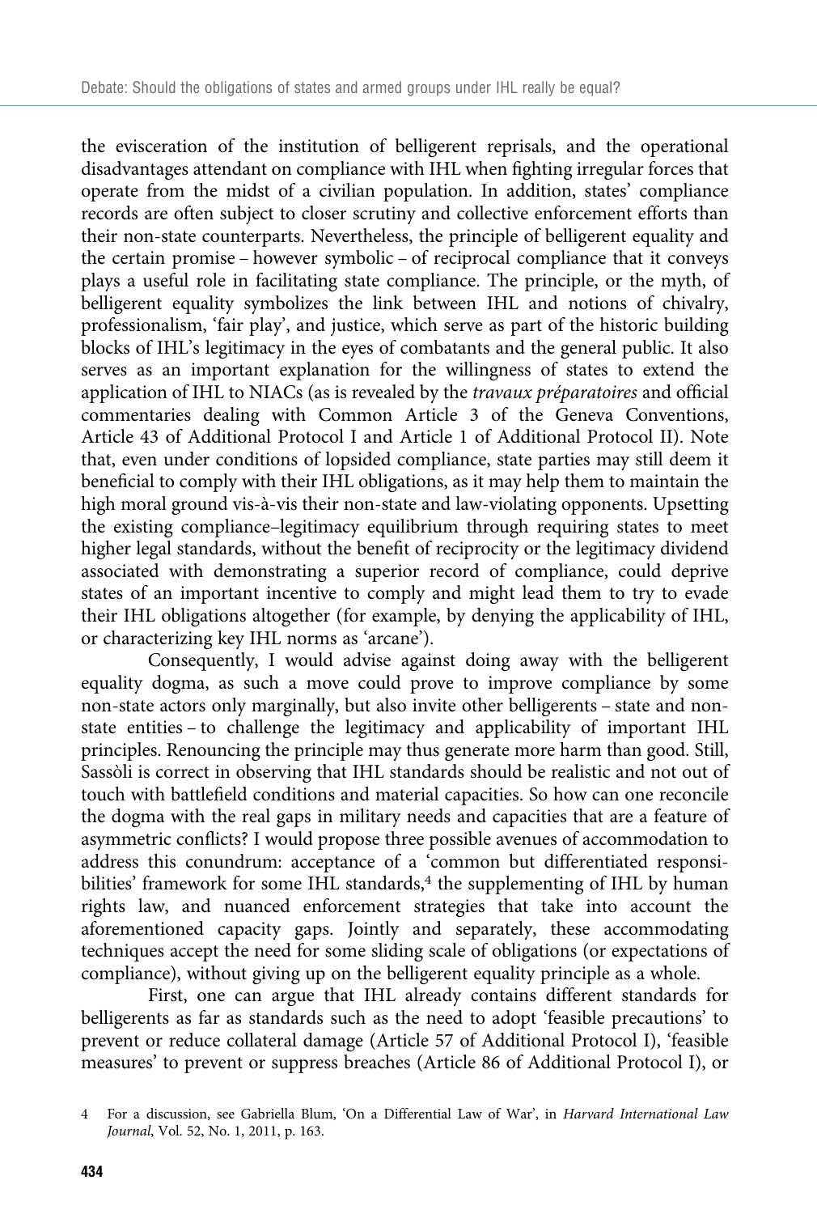the evisceration of the institution of belligerent reprisals, and the operational disadvantages attendant on compliance with IHL when fighting irregular forces that operate from the midst of a civilian population. In addition, states' compliance records are often subject to closer scrutiny and collective enforcement efforts than their non-state counterparts. Nevertheless, the principle of belligerent equality and the certain promise – however symbolic – of reciprocal compliance that it conveys plays a useful role in facilitating state compliance. The principle, or the myth, of belligerent equality symbolizes the link between IHL and notions of chivalry, professionalism, 'fair play', and justice, which serve as part of the historic building blocks of IHL's legitimacy in the eyes of combatants and the general public. It also serves as an important explanation for the willingness of states to extend the application of IHL to NIACs (as is revealed by the *travaux préparatoires* and official commentaries dealing with Common Article 3 of the Geneva Conventions, Article 43 of Additional Protocol I and Article 1 of Additional Protocol II). Note that, even under conditions of lopsided compliance, state parties may still deem it beneficial to comply with their IHL obligations, as it may help them to maintain the high moral ground vis-à-vis their non-state and law-violating opponents. Upsetting the existing compliance–legitimacy equilibrium through requiring states to meet higher legal standards, without the benefit of reciprocity or the legitimacy dividend associated with demonstrating a superior record of compliance, could deprive states of an important incentive to comply and might lead them to try to evade their IHL obligations altogether (for example, by denying the applicability of IHL, or characterizing key IHL norms as 'arcane').

Consequently, I would advise against doing away with the belligerent equality dogma, as such a move could prove to improve compliance by some non-state actors only marginally, but also invite other belligerents – state and non-state entities – to challenge the legitimacy and applicability of important IHL principles. Renouncing the principle may thus generate more harm than good. Still, Sassòli is correct in observing that IHL standards should be realistic and not out of touch with battlefield conditions and material capacities. So how can one reconcile the dogma with the real gaps in military needs and capacities that are a feature of asymmetric conflicts? I would propose three possible avenues of accommodation to address this conundrum: acceptance of a 'common but differentiated responsibilities' framework for some IHL standards,[4] the supplementing of IHL by human rights law, and nuanced enforcement strategies that take into account the aforementioned capacity gaps. Jointly and separately, these accommodating techniques accept the need for some sliding scale of obligations (or expectations of compliance), without giving up on the belligerent equality principle as a whole.

First, one can argue that IHL already contains different standards for belligerents as far as standards such as the need to adopt 'feasible precautions' to prevent or reduce collateral damage (Article 57 of Additional Protocol I), 'feasible measures' to prevent or suppress breaches (Article 86 of Additional Protocol I), or

4 For a discussion, see Gabriella Blum, 'On a Differential Law of War', in *Harvard International Law Journal*, Vol. 52, No. 1, 2011, p. 163.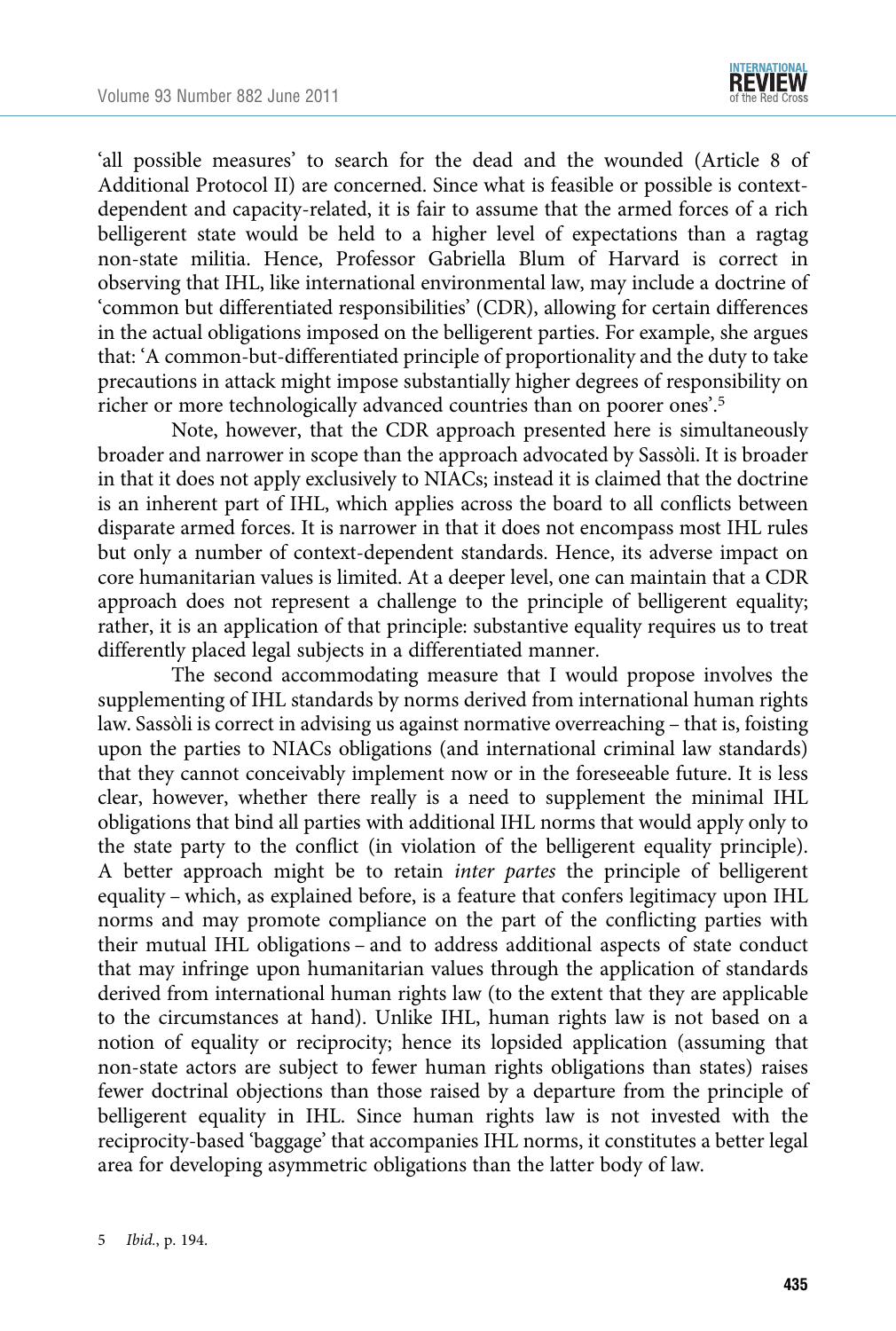'all possible measures' to search for the dead and the wounded (Article 8 of Additional Protocol II) are concerned. Since what is feasible or possible is context-dependent and capacity-related, it is fair to assume that the armed forces of a rich belligerent state would be held to a higher level of expectations than a ragtag non-state militia. Hence, Professor Gabriella Blum of Harvard is correct in observing that IHL, like international environmental law, may include a doctrine of 'common but differentiated responsibilities' (CDR), allowing for certain differences in the actual obligations imposed on the belligerent parties. For example, she argues that: 'A common-but-differentiated principle of proportionality and the duty to take precautions in attack might impose substantially higher degrees of responsibility on richer or more technologically advanced countries than on poorer ones'.[5]

Note, however, that the CDR approach presented here is simultaneously broader and narrower in scope than the approach advocated by Sassòli. It is broader in that it does not apply exclusively to NIACs; instead it is claimed that the doctrine is an inherent part of IHL, which applies across the board to all conflicts between disparate armed forces. It is narrower in that it does not encompass most IHL rules but only a number of context-dependent standards. Hence, its adverse impact on core humanitarian values is limited. At a deeper level, one can maintain that a CDR approach does not represent a challenge to the principle of belligerent equality; rather, it is an application of that principle: substantive equality requires us to treat differently placed legal subjects in a differentiated manner.

The second accommodating measure that I would propose involves the supplementing of IHL standards by norms derived from international human rights law. Sassòli is correct in advising us against normative overreaching – that is, foisting upon the parties to NIACs obligations (and international criminal law standards) that they cannot conceivably implement now or in the foreseeable future. It is less clear, however, whether there really is a need to supplement the minimal IHL obligations that bind all parties with additional IHL norms that would apply only to the state party to the conflict (in violation of the belligerent equality principle). A better approach might be to retain *inter partes* the principle of belligerent equality – which, as explained before, is a feature that confers legitimacy upon IHL norms and may promote compliance on the part of the conflicting parties with their mutual IHL obligations – and to address additional aspects of state conduct that may infringe upon humanitarian values through the application of standards derived from international human rights law (to the extent that they are applicable to the circumstances at hand). Unlike IHL, human rights law is not based on a notion of equality or reciprocity; hence its lopsided application (assuming that non-state actors are subject to fewer human rights obligations than states) raises fewer doctrinal objections than those raised by a departure from the principle of belligerent equality in IHL. Since human rights law is not invested with the reciprocity-based 'baggage' that accompanies IHL norms, it constitutes a better legal area for developing asymmetric obligations than the latter body of law.

5 *Ibid.*, p. 194.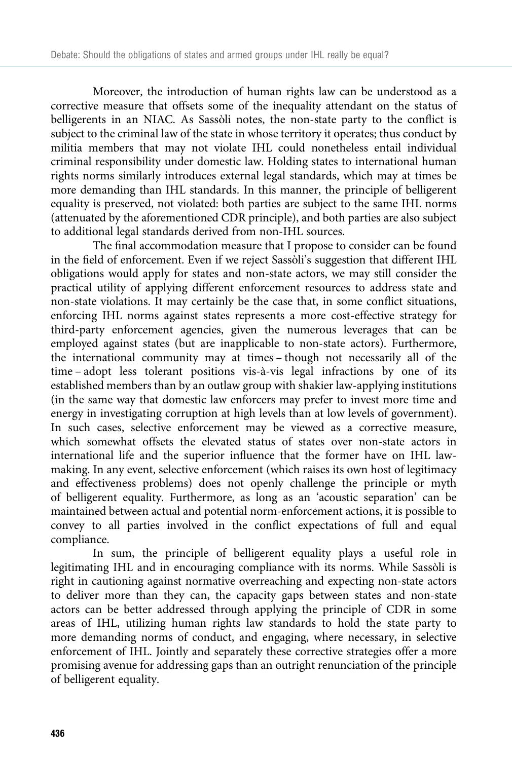Moreover, the introduction of human rights law can be understood as a corrective measure that offsets some of the inequality attendant on the status of belligerents in an NIAC. As Sassòli notes, the non-state party to the conflict is subject to the criminal law of the state in whose territory it operates; thus conduct by militia members that may not violate IHL could nonetheless entail individual criminal responsibility under domestic law. Holding states to international human rights norms similarly introduces external legal standards, which may at times be more demanding than IHL standards. In this manner, the principle of belligerent equality is preserved, not violated: both parties are subject to the same IHL norms (attenuated by the aforementioned CDR principle), and both parties are also subject to additional legal standards derived from non-IHL sources.

The final accommodation measure that I propose to consider can be found in the field of enforcement. Even if we reject Sassòli's suggestion that different IHL obligations would apply for states and non-state actors, we may still consider the practical utility of applying different enforcement resources to address state and non-state violations. It may certainly be the case that, in some conflict situations, enforcing IHL norms against states represents a more cost-effective strategy for third-party enforcement agencies, given the numerous leverages that can be employed against states (but are inapplicable to non-state actors). Furthermore, the international community may at times – though not necessarily all of the time – adopt less tolerant positions vis-à-vis legal infractions by one of its established members than by an outlaw group with shakier law-applying institutions (in the same way that domestic law enforcers may prefer to invest more time and energy in investigating corruption at high levels than at low levels of government). In such cases, selective enforcement may be viewed as a corrective measure, which somewhat offsets the elevated status of states over non-state actors in international life and the superior influence that the former have on IHL law-making. In any event, selective enforcement (which raises its own host of legitimacy and effectiveness problems) does not openly challenge the principle or myth of belligerent equality. Furthermore, as long as an 'acoustic separation' can be maintained between actual and potential norm-enforcement actions, it is possible to convey to all parties involved in the conflict expectations of full and equal compliance.

In sum, the principle of belligerent equality plays a useful role in legitimating IHL and in encouraging compliance with its norms. While Sassòli is right in cautioning against normative overreaching and expecting non-state actors to deliver more than they can, the capacity gaps between states and non-state actors can be better addressed through applying the principle of CDR in some areas of IHL, utilizing human rights law standards to hold the state party to more demanding norms of conduct, and engaging, where necessary, in selective enforcement of IHL. Jointly and separately these corrective strategies offer a more promising avenue for addressing gaps than an outright renunciation of the principle of belligerent equality.